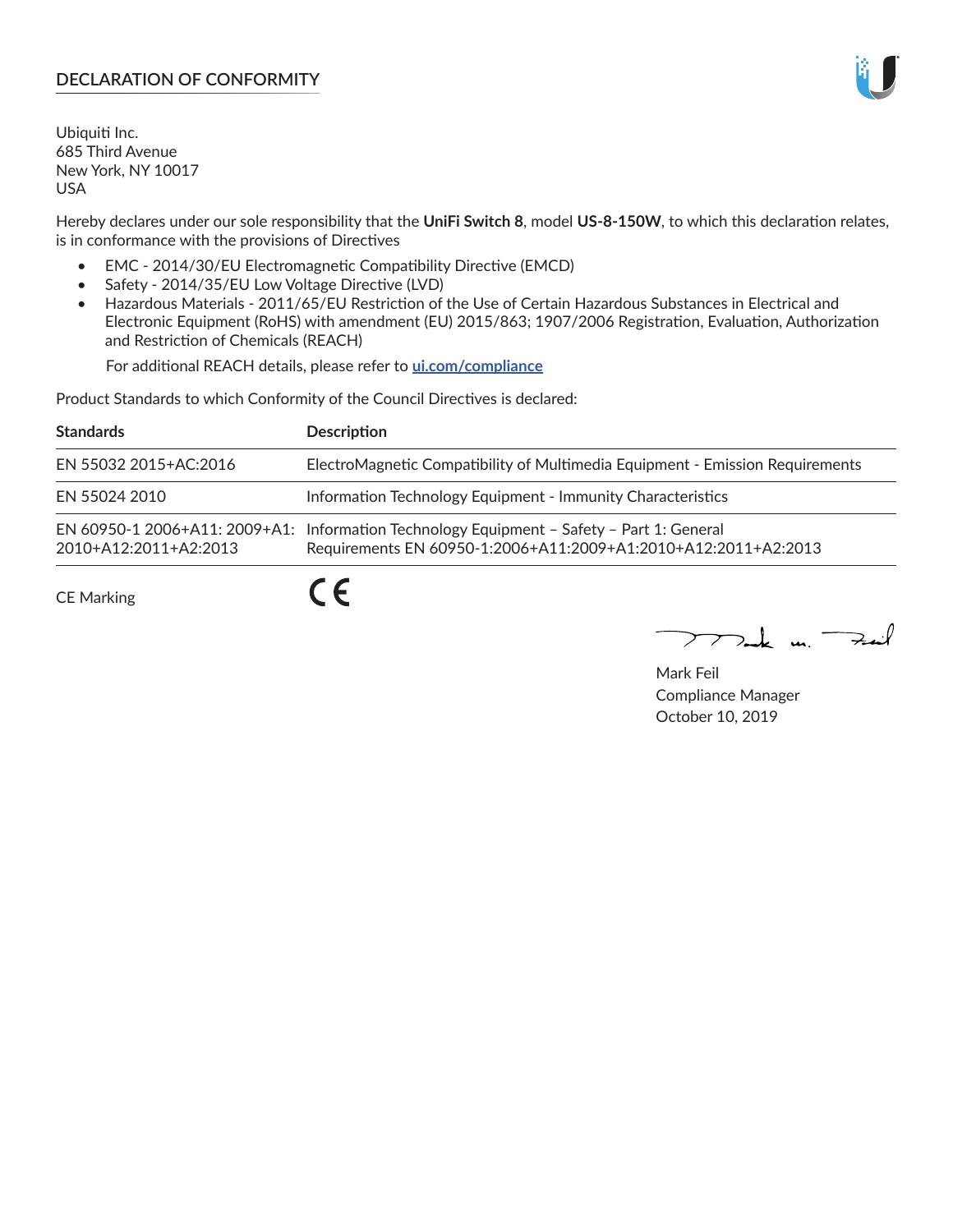## DECLARATION OF CONFORMITY

Ubiquiti Inc.
685 Third Avenue
New York, NY 10017
USA

Hereby declares under our sole responsibility that the **UniFi Switch 8**, model **US-8-150W**, to which this declaration relates, is in conformance with the provisions of Directives

- EMC - 2014/30/EU Electromagnetic Compatibility Directive (EMCD)
- Safety - 2014/35/EU Low Voltage Directive (LVD)
- Hazardous Materials - 2011/65/EU Restriction of the Use of Certain Hazardous Substances in Electrical and Electronic Equipment (RoHS) with amendment (EU) 2015/863; 1907/2006 Registration, Evaluation, Authorization and Restriction of Chemicals (REACH)

  For additional REACH details, please refer to **ui.com/compliance**

Product Standards to which Conformity of the Council Directives is declared:

| Standards | Description |
| --- | --- |
| EN 55032 2015+AC:2016 | ElectroMagnetic Compatibility of Multimedia Equipment - Emission Requirements |
| EN 55024 2010 | Information Technology Equipment - Immunity Characteristics |
| EN 60950-1 2006+A11: 2009+A1: 2010+A12:2011+A2:2013 | Information Technology Equipment – Safety – Part 1: General Requirements EN 60950-1:2006+A11:2009+A1:2010+A12:2011+A2:2013 |
| CE Marking | CE |

Mark Feil
Compliance Manager
October 10, 2019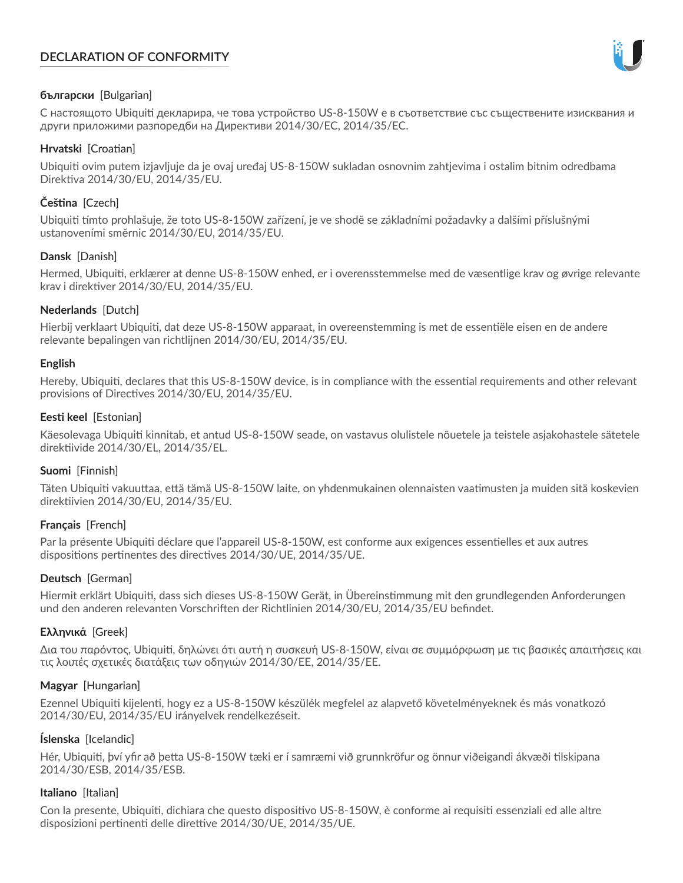# DECLARATION OF CONFORMITY

**български** [Bulgarian]

С настоящото Ubiquiti декларира, че това устройство US-8-150W е в съответствие със съществените изисквания и други приложими разпоредби на Директиви 2014/30/ЕС, 2014/35/ЕС.

**Hrvatski** [Croatian]

Ubiquiti ovim putem izjavljuje da je ovaj uređaj US-8-150W sukladan osnovnim zahtjevima i ostalim bitnim odredbama Direktiva 2014/30/EU, 2014/35/EU.

**Čeština** [Czech]

Ubiquiti tímto prohlašuje, že toto US-8-150W zařízení, je ve shodě se základními požadavky a dalšími příslušnými ustanoveními směrnic 2014/30/EU, 2014/35/EU.

**Dansk** [Danish]

Hermed, Ubiquiti, erklærer at denne US-8-150W enhed, er i overensstemmelse med de væsentlige krav og øvrige relevante krav i direktiver 2014/30/EU, 2014/35/EU.

**Nederlands** [Dutch]

Hierbij verklaart Ubiquiti, dat deze US-8-150W apparaat, in overeenstemming is met de essentiële eisen en de andere relevante bepalingen van richtlijnen 2014/30/EU, 2014/35/EU.

**English**

Hereby, Ubiquiti, declares that this US-8-150W device, is in compliance with the essential requirements and other relevant provisions of Directives 2014/30/EU, 2014/35/EU.

**Eesti keel** [Estonian]

Käesolevaga Ubiquiti kinnitab, et antud US-8-150W seade, on vastavus olulistele nõuetele ja teistele asjakohastele sätetele direktiivide 2014/30/EL, 2014/35/EL.

**Suomi** [Finnish]

Täten Ubiquiti vakuuttaa, että tämä US-8-150W laite, on yhdenmukainen olennaisten vaatimusten ja muiden sitä koskevien direktiivien 2014/30/EU, 2014/35/EU.

**Français** [French]

Par la présente Ubiquiti déclare que l'appareil US-8-150W, est conforme aux exigences essentielles et aux autres dispositions pertinentes des directives 2014/30/UE, 2014/35/UE.

**Deutsch** [German]

Hiermit erklärt Ubiquiti, dass sich dieses US-8-150W Gerät, in Übereinstimmung mit den grundlegenden Anforderungen und den anderen relevanten Vorschriften der Richtlinien 2014/30/EU, 2014/35/EU befindet.

**Ελληνικά** [Greek]

Δια του παρόντος, Ubiquiti, δηλώνει ότι αυτή η συσκευή US-8-150W, είναι σε συμμόρφωση με τις βασικές απαιτήσεις και τις λοιπές σχετικές διατάξεις των οδηγιών 2014/30/EE, 2014/35/EE.

**Magyar** [Hungarian]

Ezennel Ubiquiti kijelenti, hogy ez a US-8-150W készülék megfelel az alapvető követelményeknek és más vonatkozó 2014/30/EU, 2014/35/EU irányelvek rendelkezéseit.

**Íslenska** [Icelandic]

Hér, Ubiquiti, því yfir að þetta US-8-150W tæki er í samræmi við grunnkröfur og önnur viðeigandi ákvæði tilskipana 2014/30/ESB, 2014/35/ESB.

**Italiano** [Italian]

Con la presente, Ubiquiti, dichiara che questo dispositivo US-8-150W, è conforme ai requisiti essenziali ed alle altre disposizioni pertinenti delle direttive 2014/30/UE, 2014/35/UE.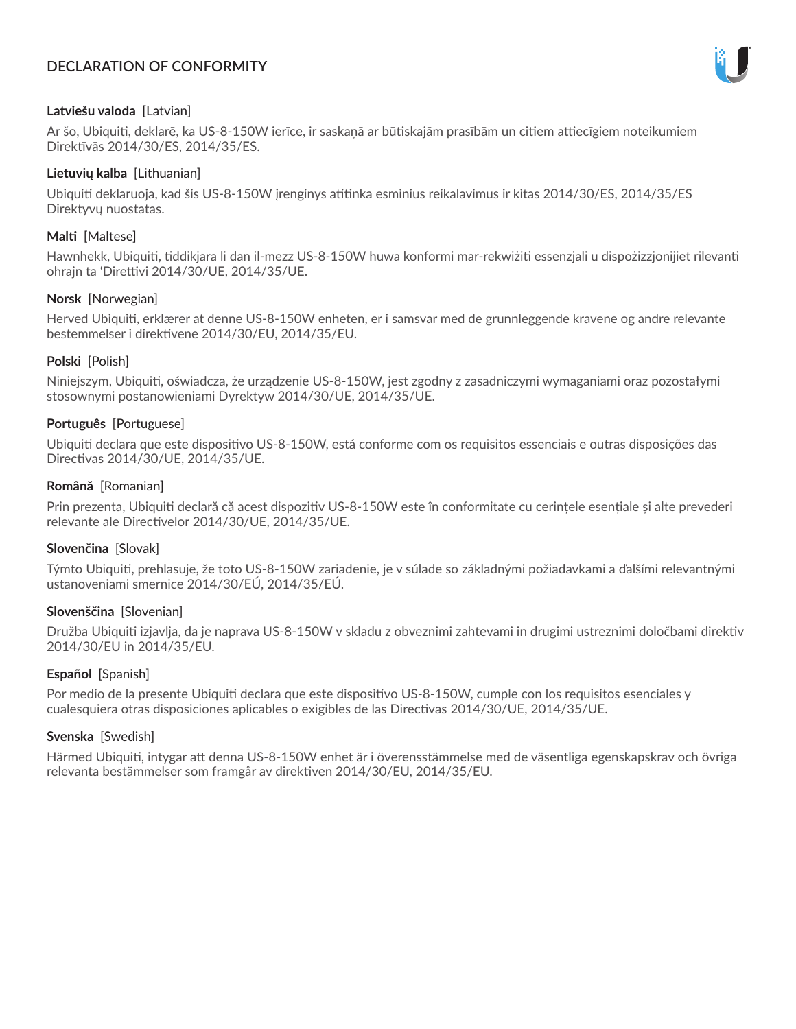# DECLARATION OF CONFORMITY

**Latviešu valoda** [Latvian]

Ar šo, Ubiquiti, deklarē, ka US-8-150W ierīce, ir saskaņā ar būtiskajām prasībām un citiem attiecīgiem noteikumiem Direktīvās 2014/30/ES, 2014/35/ES.

**Lietuvių kalba** [Lithuanian]

Ubiquiti deklaruoja, kad šis US-8-150W įrenginys atitinka esminius reikalavimus ir kitas 2014/30/ES, 2014/35/ES Direktyvų nuostatas.

**Malti** [Maltese]

Hawnhekk, Ubiquiti, tiddikjara li dan il-mezz US-8-150W huwa konformi mar-rekwiżiti essenzjali u dispożizzjonijiet rilevanti oħrajn ta 'Direttivi 2014/30/UE, 2014/35/UE.

**Norsk** [Norwegian]

Herved Ubiquiti, erklærer at denne US-8-150W enheten, er i samsvar med de grunnleggende kravene og andre relevante bestemmelser i direktivene 2014/30/EU, 2014/35/EU.

**Polski** [Polish]

Niniejszym, Ubiquiti, oświadcza, że urządzenie US-8-150W, jest zgodny z zasadniczymi wymaganiami oraz pozostałymi stosownymi postanowieniami Dyrektyw 2014/30/UE, 2014/35/UE.

**Português** [Portuguese]

Ubiquiti declara que este dispositivo US-8-150W, está conforme com os requisitos essenciais e outras disposições das Directivas 2014/30/UE, 2014/35/UE.

**Română** [Romanian]

Prin prezenta, Ubiquiti declară că acest dispozitiv US-8-150W este în conformitate cu cerințele esențiale și alte prevederi relevante ale Directivelor 2014/30/UE, 2014/35/UE.

**Slovenčina** [Slovak]

Týmto Ubiquiti, prehlasuje, že toto US-8-150W zariadenie, je v súlade so základnými požiadavkami a ďalšími relevantnými ustanoveniami smernice 2014/30/EÚ, 2014/35/EÚ.

**Slovenščina** [Slovenian]

Družba Ubiquiti izjavlja, da je naprava US-8-150W v skladu z obveznimi zahtevami in drugimi ustreznimi določbami direktiv 2014/30/EU in 2014/35/EU.

**Español** [Spanish]

Por medio de la presente Ubiquiti declara que este dispositivo US-8-150W, cumple con los requisitos esenciales y cualesquiera otras disposiciones aplicables o exigibles de las Directivas 2014/30/UE, 2014/35/UE.

**Svenska** [Swedish]

Härmed Ubiquiti, intygar att denna US-8-150W enhet är i överensstämmelse med de väsentliga egenskapskrav och övriga relevanta bestämmelser som framgår av direktiven 2014/30/EU, 2014/35/EU.